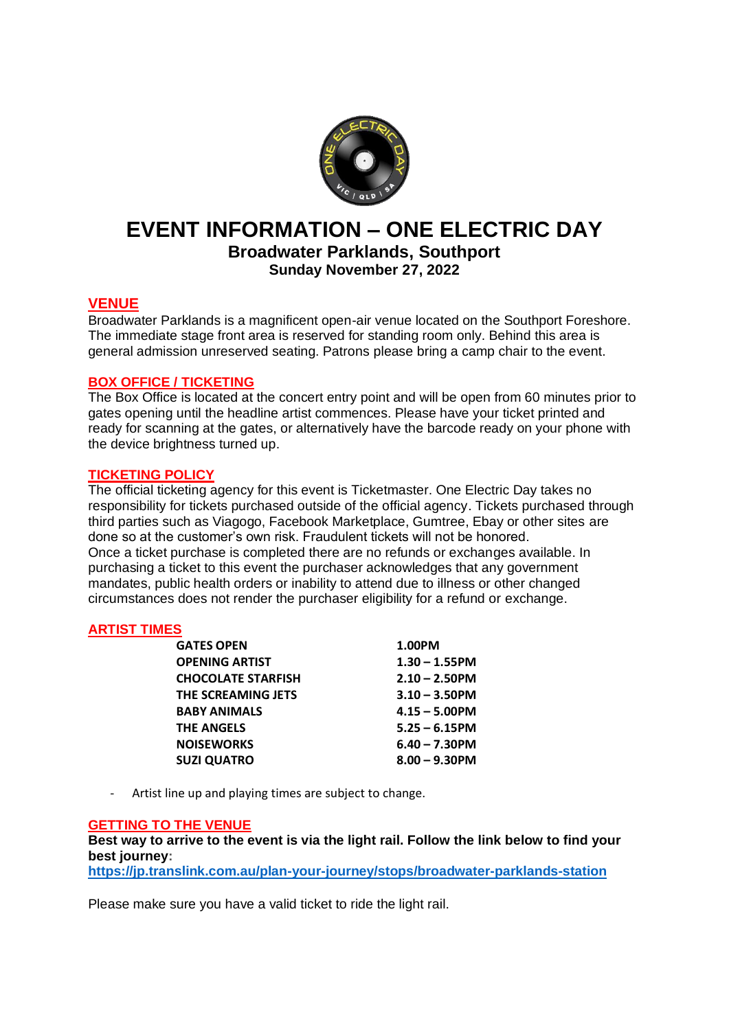# EVENT INFORMATION – ONE ELECTRIC DAY

## Broadwater Parklands, Southport

### Sunday November 27, 2022

## VENUE

Broadwater Parklands is a magnificent open-air venue located on the Southport Foreshore. The immediate stage front area is reserved for standing room only. Behind this area is general admission unreserved seating. Patrons please bring a camp chair to the event.

## BOX OFFICE / TICKETING

The Box Office is located at the concert entry point and will be open from 60 minutes prior to gates opening until the headline artist commences. Please have your ticket printed and ready for scanning at the gates, or alternatively have the barcode ready on your phone with the device brightness turned up.

## TICKETING POLICY

The official ticketing agency for this event is Ticketmaster. One Electric Day takes no responsibility for tickets purchased outside of the official agency. Tickets purchased through third parties such as Viagogo, Facebook Marketplace, Gumtree, Ebay or other sites are done so at the customer's own risk. Fraudulent tickets will not be honored.
Once a ticket purchase is completed there are no refunds or exchanges available. In purchasing a ticket to this event the purchaser acknowledges that any government mandates, public health orders or inability to attend due to illness or other changed circumstances does not render the purchaser eligibility for a refund or exchange.

## ARTIST TIMES

| | |
|---|---|
| **GATES OPEN** | **1.00PM** |
| **OPENING ARTIST** | **1.30 – 1.55PM** |
| **CHOCOLATE STARFISH** | **2.10 – 2.50PM** |
| **THE SCREAMING JETS** | **3.10 – 3.50PM** |
| **BABY ANIMALS** | **4.15 – 5.00PM** |
| **THE ANGELS** | **5.25 – 6.15PM** |
| **NOISEWORKS** | **6.40 – 7.30PM** |
| **SUZI QUATRO** | **8.00 – 9.30PM** |

- Artist line up and playing times are subject to change.

## GETTING TO THE VENUE

**Best way to arrive to the event is via the light rail. Follow the link below to find your best journey:**
**https://jp.translink.com.au/plan-your-journey/stops/broadwater-parklands-station**

Please make sure you have a valid ticket to ride the light rail.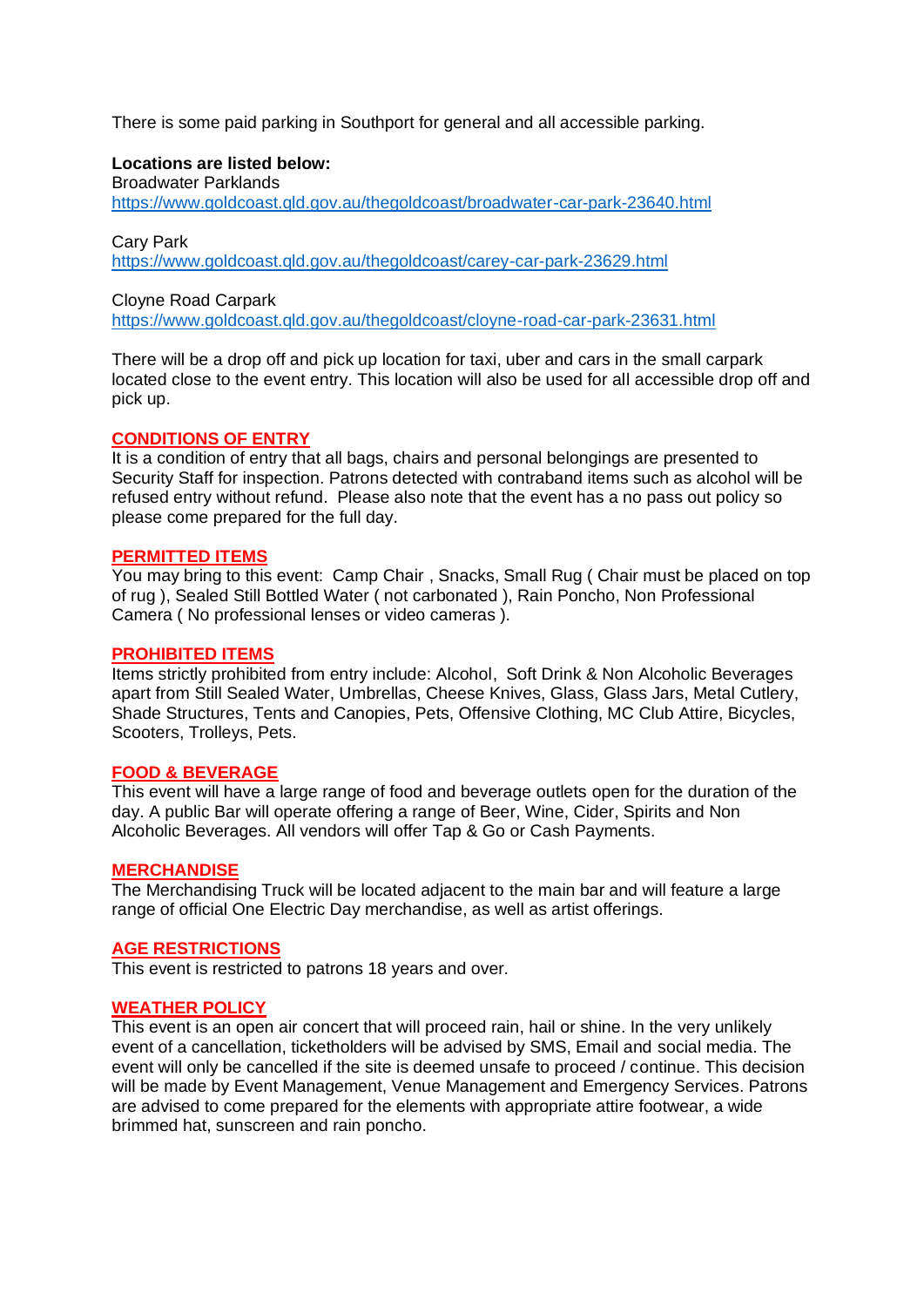There is some paid parking in Southport for general and all accessible parking.

**Locations are listed below:**
Broadwater Parklands
https://www.goldcoast.qld.gov.au/thegoldcoast/broadwater-car-park-23640.html

Cary Park
https://www.goldcoast.qld.gov.au/thegoldcoast/carey-car-park-23629.html

Cloyne Road Carpark
https://www.goldcoast.qld.gov.au/thegoldcoast/cloyne-road-car-park-23631.html

There will be a drop off and pick up location for taxi, uber and cars in the small carpark located close to the event entry. This location will also be used for all accessible drop off and pick up.

## CONDITIONS OF ENTRY

It is a condition of entry that all bags, chairs and personal belongings are presented to Security Staff for inspection. Patrons detected with contraband items such as alcohol will be refused entry without refund. Please also note that the event has a no pass out policy so please come prepared for the full day.

## PERMITTED ITEMS

You may bring to this event: Camp Chair , Snacks, Small Rug ( Chair must be placed on top of rug ), Sealed Still Bottled Water ( not carbonated ), Rain Poncho, Non Professional Camera ( No professional lenses or video cameras ).

## PROHIBITED ITEMS

Items strictly prohibited from entry include: Alcohol, Soft Drink & Non Alcoholic Beverages apart from Still Sealed Water, Umbrellas, Cheese Knives, Glass, Glass Jars, Metal Cutlery, Shade Structures, Tents and Canopies, Pets, Offensive Clothing, MC Club Attire, Bicycles, Scooters, Trolleys, Pets.

## FOOD & BEVERAGE

This event will have a large range of food and beverage outlets open for the duration of the day. A public Bar will operate offering a range of Beer, Wine, Cider, Spirits and Non Alcoholic Beverages. All vendors will offer Tap & Go or Cash Payments.

## MERCHANDISE

The Merchandising Truck will be located adjacent to the main bar and will feature a large range of official One Electric Day merchandise, as well as artist offerings.

## AGE RESTRICTIONS

This event is restricted to patrons 18 years and over.

## WEATHER POLICY

This event is an open air concert that will proceed rain, hail or shine. In the very unlikely event of a cancellation, ticketholders will be advised by SMS, Email and social media. The event will only be cancelled if the site is deemed unsafe to proceed / continue. This decision will be made by Event Management, Venue Management and Emergency Services. Patrons are advised to come prepared for the elements with appropriate attire footwear, a wide brimmed hat, sunscreen and rain poncho.